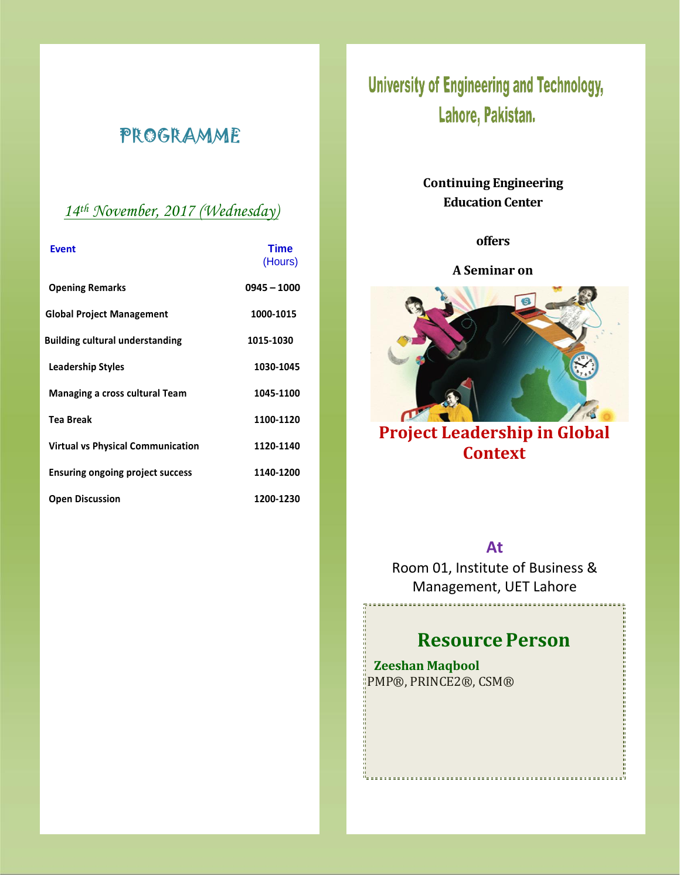# PROGRAMME

*14th November, 2017 (Wednesday)*

| Event | Time (Hours) |
|---|---|
| Opening Remarks | 0945 – 1000 |
| Global Project Management | 1000-1015 |
| Building cultural understanding | 1015-1030 |
| Leadership Styles | 1030-1045 |
| Managing a cross cultural Team | 1045-1100 |
| Tea Break | 1100-1120 |
| Virtual vs Physical Communication | 1120-1140 |
| Ensuring ongoing project success | 1140-1200 |
| Open Discussion | 1200-1230 |

# University of Engineering and Technology, Lahore, Pakistan.

**Continuing Engineering Education Center**

**offers**

**A Seminar on**

## Project Leadership in Global Context

**At**

Room 01, Institute of Business & Management, UET Lahore

## Resource Person

**Zeeshan Maqbool**
PMP®, PRINCE2®, CSM®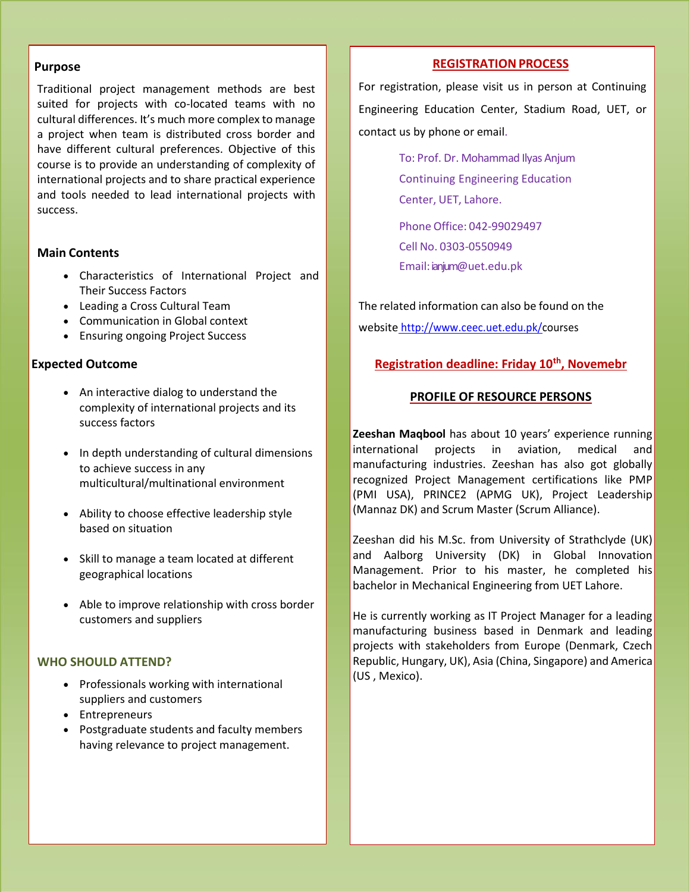## Purpose

Traditional project management methods are best suited for projects with co-located teams with no cultural differences. It's much more complex to manage a project when team is distributed cross border and have different cultural preferences. Objective of this course is to provide an understanding of complexity of international projects and to share practical experience and tools needed to lead international projects with success.

## Main Contents

- Characteristics of International Project and Their Success Factors
- Leading a Cross Cultural Team
- Communication in Global context
- Ensuring ongoing Project Success

## Expected Outcome

- An interactive dialog to understand the complexity of international projects and its success factors
- In depth understanding of cultural dimensions to achieve success in any multicultural/multinational environment
- Ability to choose effective leadership style based on situation
- Skill to manage a team located at different geographical locations
- Able to improve relationship with cross border customers and suppliers

## WHO SHOULD ATTEND?

- Professionals working with international suppliers and customers
- Entrepreneurs
- Postgraduate students and faculty members having relevance to project management.

## REGISTRATION PROCESS

For registration, please visit us in person at Continuing Engineering Education Center, Stadium Road, UET, or contact us by phone or email.

To: Prof. Dr. Mohammad Ilyas Anjum
Continuing Engineering Education
Center, UET, Lahore.

Phone Office: 042-99029497
Cell No. 0303-0550949
Email: ianjum@uet.edu.pk

The related information can also be found on the website http://www.ceec.uet.edu.pk/courses

**Registration deadline: Friday 10th, Novemebr**

## PROFILE OF RESOURCE PERSONS

**Zeeshan Maqbool** has about 10 years' experience running international projects in aviation, medical and manufacturing industries. Zeeshan has also got globally recognized Project Management certifications like PMP (PMI USA), PRINCE2 (APMG UK), Project Leadership (Mannaz DK) and Scrum Master (Scrum Alliance).

Zeeshan did his M.Sc. from University of Strathclyde (UK) and Aalborg University (DK) in Global Innovation Management. Prior to his master, he completed his bachelor in Mechanical Engineering from UET Lahore.

He is currently working as IT Project Manager for a leading manufacturing business based in Denmark and leading projects with stakeholders from Europe (Denmark, Czech Republic, Hungary, UK), Asia (China, Singapore) and America (US , Mexico).